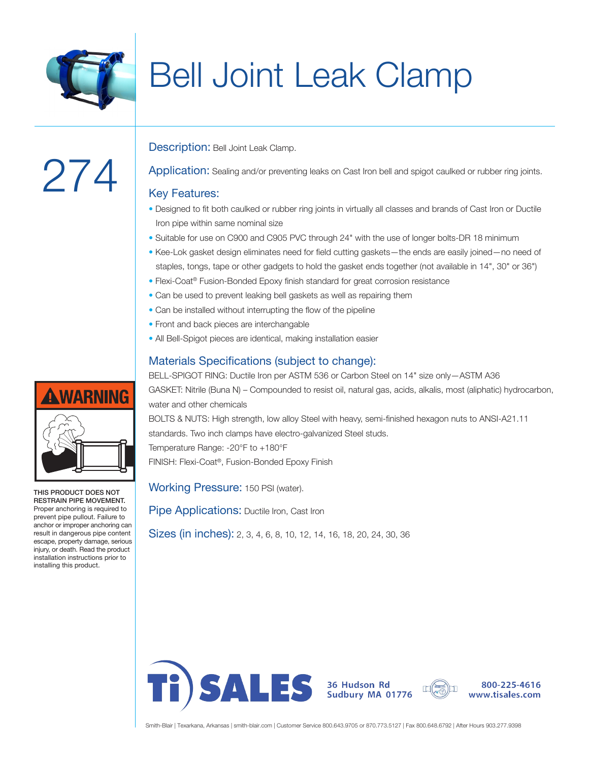# Bell Joint Leak Clamp

# 274

**Description:** Bell Joint Leak Clamp.

**Application:** Sealing and/or preventing leaks on Cast Iron bell and spigot caulked or rubber ring joints.

## Key Features:

- Designed to fit both caulked or rubber ring joints in virtually all classes and brands of Cast Iron or Ductile Iron pipe within same nominal size
- Suitable for use on C900 and C905 PVC through 24" with the use of longer bolts-DR 18 minimum
- Kee-Lok gasket design eliminates need for field cutting gaskets—the ends are easily joined—no need of staples, tongs, tape or other gadgets to hold the gasket ends together (not available in 14", 30" or 36")
- Flexi-Coat® Fusion-Bonded Epoxy finish standard for great corrosion resistance
- Can be used to prevent leaking bell gaskets as well as repairing them
- Can be installed without interrupting the flow of the pipeline
- Front and back pieces are interchangable
- All Bell-Spigot pieces are identical, making installation easier

## Materials Specifications (subject to change):

BELL-SPIGOT RING: Ductile Iron per ASTM 536 or Carbon Steel on 14" size only—ASTM A36

GASKET: Nitrile (Buna N) – Compounded to resist oil, natural gas, acids, alkalis, most (aliphatic) hydrocarbon, water and other chemicals

BOLTS & NUTS: High strength, low alloy Steel with heavy, semi-finished hexagon nuts to ANSI-A21.11 standards. Two inch clamps have electro-galvanized Steel studs.

Temperature Range: -20°F to +180°F

FINISH: Flexi-Coat®, Fusion-Bonded Epoxy Finish

**Working Pressure:** 150 PSI (water).

**Pipe Applications:** Ductile Iron, Cast Iron

**Sizes (in inches):** 2, 3, 4, 6, 8, 10, 12, 14, 16, 18, 20, 24, 30, 36

**⚠WARNING**

**THIS PRODUCT DOES NOT RESTRAIN PIPE MOVEMENT.** Proper anchoring is required to prevent pipe pullout. Failure to anchor or improper anchoring can result in dangerous pipe content escape, property damage, serious injury, or death. Read the product installation instructions prior to installing this product.

Ti SALES
36 Hudson Rd
Sudbury MA 01776
800-225-4616
www.tisales.com

Smith-Blair | Texarkana, Arkansas | smith-blair.com | Customer Service 800.643.9705 or 870.773.5127 | Fax 800.648.6792 | After Hours 903.277.9398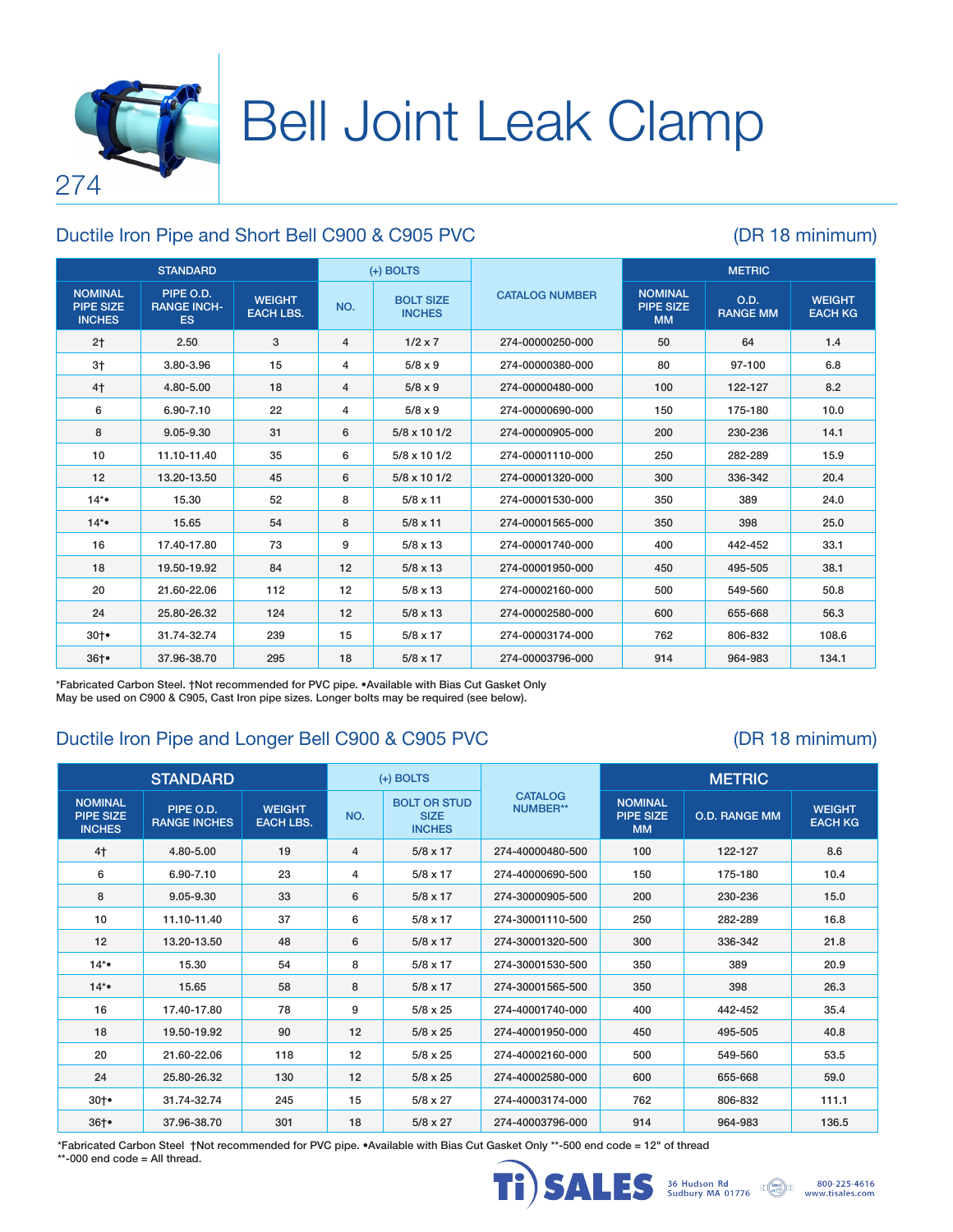# Bell Joint Leak Clamp

274

## Ductile Iron Pipe and Short Bell C900 & C905 PVC

(DR 18 minimum)

| STANDARD | | | (+) BOLTS | | CATALOG NUMBER | METRIC | | |
|---|---|---|---|---|---|---|---|---|
| NOMINAL PIPE SIZE INCHES | PIPE O.D. RANGE INCHES | WEIGHT EACH LBS. | NO. | BOLT SIZE INCHES | | NOMINAL PIPE SIZE MM | O.D. RANGE MM | WEIGHT EACH KG |
| 2† | 2.50 | 3 | 4 | 1/2 x 7 | 274-00000250-000 | 50 | 64 | 1.4 |
| 3† | 3.80-3.96 | 15 | 4 | 5/8 x 9 | 274-00000380-000 | 80 | 97-100 | 6.8 |
| 4† | 4.80-5.00 | 18 | 4 | 5/8 x 9 | 274-00000480-000 | 100 | 122-127 | 8.2 |
| 6 | 6.90-7.10 | 22 | 4 | 5/8 x 9 | 274-00000690-000 | 150 | 175-180 | 10.0 |
| 8 | 9.05-9.30 | 31 | 6 | 5/8 x 10 1/2 | 274-00000905-000 | 200 | 230-236 | 14.1 |
| 10 | 11.10-11.40 | 35 | 6 | 5/8 x 10 1/2 | 274-00001110-000 | 250 | 282-289 | 15.9 |
| 12 | 13.20-13.50 | 45 | 6 | 5/8 x 10 1/2 | 274-00001320-000 | 300 | 336-342 | 20.4 |
| 14*• | 15.30 | 52 | 8 | 5/8 x 11 | 274-00001530-000 | 350 | 389 | 24.0 |
| 14*• | 15.65 | 54 | 8 | 5/8 x 11 | 274-00001565-000 | 350 | 398 | 25.0 |
| 16 | 17.40-17.80 | 73 | 9 | 5/8 x 13 | 274-00001740-000 | 400 | 442-452 | 33.1 |
| 18 | 19.50-19.92 | 84 | 12 | 5/8 x 13 | 274-00001950-000 | 450 | 495-505 | 38.1 |
| 20 | 21.60-22.06 | 112 | 12 | 5/8 x 13 | 274-00002160-000 | 500 | 549-560 | 50.8 |
| 24 | 25.80-26.32 | 124 | 12 | 5/8 x 13 | 274-00002580-000 | 600 | 655-668 | 56.3 |
| 30†• | 31.74-32.74 | 239 | 15 | 5/8 x 17 | 274-00003174-000 | 762 | 806-832 | 108.6 |
| 36†• | 37.96-38.70 | 295 | 18 | 5/8 x 17 | 274-00003796-000 | 914 | 964-983 | 134.1 |

*Fabricated Carbon Steel. †Not recommended for PVC pipe. •Available with Bias Cut Gasket Only
May be used on C900 & C905, Cast Iron pipe sizes. Longer bolts may be required (see below).

## Ductile Iron Pipe and Longer Bell C900 & C905 PVC

(DR 18 minimum)

| STANDARD | | | (+) BOLTS | | CATALOG NUMBER** | METRIC | | |
|---|---|---|---|---|---|---|---|---|
| NOMINAL PIPE SIZE INCHES | PIPE O.D. RANGE INCHES | WEIGHT EACH LBS. | NO. | BOLT OR STUD SIZE INCHES | | NOMINAL PIPE SIZE MM | O.D. RANGE MM | WEIGHT EACH KG |
| 4† | 4.80-5.00 | 19 | 4 | 5/8 x 17 | 274-40000480-500 | 100 | 122-127 | 8.6 |
| 6 | 6.90-7.10 | 23 | 4 | 5/8 x 17 | 274-40000690-500 | 150 | 175-180 | 10.4 |
| 8 | 9.05-9.30 | 33 | 6 | 5/8 x 17 | 274-30000905-500 | 200 | 230-236 | 15.0 |
| 10 | 11.10-11.40 | 37 | 6 | 5/8 x 17 | 274-30001110-500 | 250 | 282-289 | 16.8 |
| 12 | 13.20-13.50 | 48 | 6 | 5/8 x 17 | 274-30001320-500 | 300 | 336-342 | 21.8 |
| 14*• | 15.30 | 54 | 8 | 5/8 x 17 | 274-30001530-500 | 350 | 389 | 20.9 |
| 14*• | 15.65 | 58 | 8 | 5/8 x 17 | 274-30001565-500 | 350 | 398 | 26.3 |
| 16 | 17.40-17.80 | 78 | 9 | 5/8 x 25 | 274-40001740-000 | 400 | 442-452 | 35.4 |
| 18 | 19.50-19.92 | 90 | 12 | 5/8 x 25 | 274-40001950-000 | 450 | 495-505 | 40.8 |
| 20 | 21.60-22.06 | 118 | 12 | 5/8 x 25 | 274-40002160-000 | 500 | 549-560 | 53.5 |
| 24 | 25.80-26.32 | 130 | 12 | 5/8 x 25 | 274-40002580-000 | 600 | 655-668 | 59.0 |
| 30†• | 31.74-32.74 | 245 | 15 | 5/8 x 27 | 274-40003174-000 | 762 | 806-832 | 111.1 |
| 36†• | 37.96-38.70 | 301 | 18 | 5/8 x 27 | 274-40003796-000 | 914 | 964-983 | 136.5 |

*Fabricated Carbon Steel †Not recommended for PVC pipe. •Available with Bias Cut Gasket Only **-500 end code = 12" of thread
**-000 end code = All thread.

Ti SALES 36 Hudson Rd Sudbury MA 01776 800-225-4616 www.tisales.com